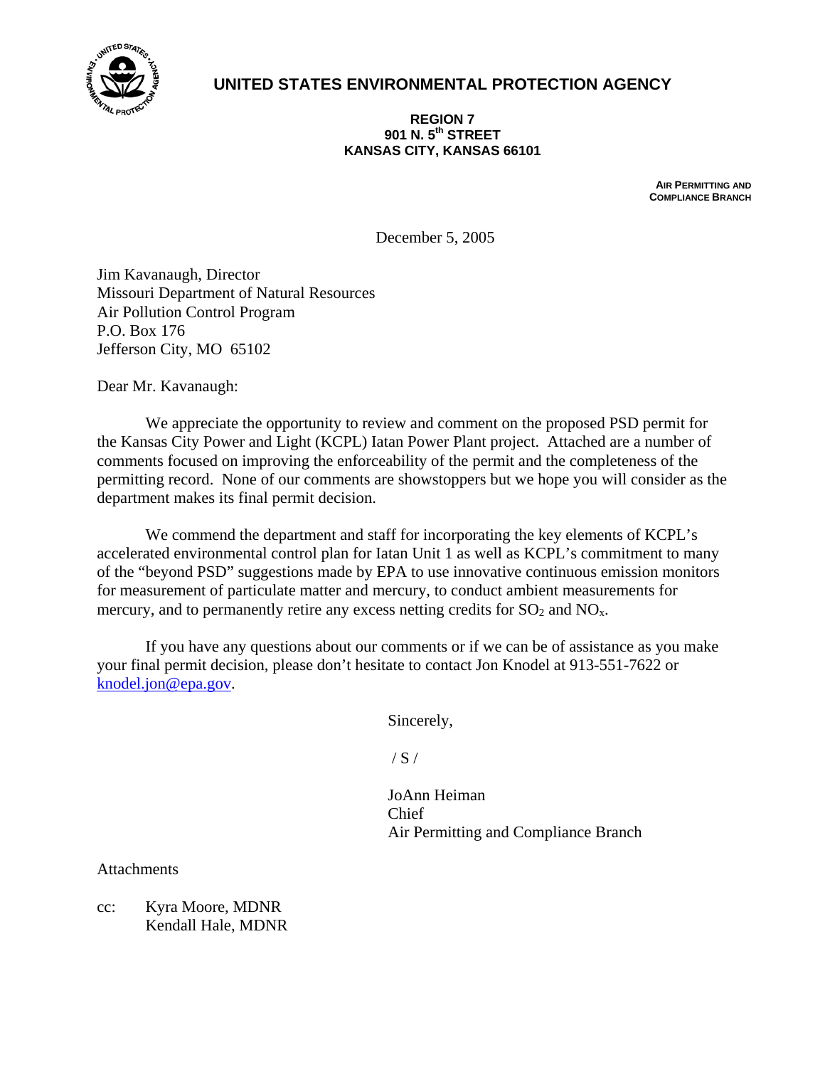# UNITED STATES ENVIRONMENTAL PROTECTION AGENCY

**REGION 7**
**901 N. 5th STREET**
**KANSAS CITY, KANSAS 66101**

**AIR PERMITTING AND COMPLIANCE BRANCH**

December 5, 2005

Jim Kavanaugh, Director
Missouri Department of Natural Resources
Air Pollution Control Program
P.O. Box 176
Jefferson City, MO 65102

Dear Mr. Kavanaugh:

We appreciate the opportunity to review and comment on the proposed PSD permit for the Kansas City Power and Light (KCPL) Iatan Power Plant project. Attached are a number of comments focused on improving the enforceability of the permit and the completeness of the permitting record. None of our comments are showstoppers but we hope you will consider as the department makes its final permit decision.

We commend the department and staff for incorporating the key elements of KCPL's accelerated environmental control plan for Iatan Unit 1 as well as KCPL's commitment to many of the "beyond PSD" suggestions made by EPA to use innovative continuous emission monitors for measurement of particulate matter and mercury, to conduct ambient measurements for mercury, and to permanently retire any excess netting credits for $SO_2$ and $NO_x$.

If you have any questions about our comments or if we can be of assistance as you make your final permit decision, please don't hesitate to contact Jon Knodel at 913-551-7622 or knodel.jon@epa.gov.

Sincerely,

/ S /

JoAnn Heiman
Chief
Air Permitting and Compliance Branch

Attachments

cc: Kyra Moore, MDNR
Kendall Hale, MDNR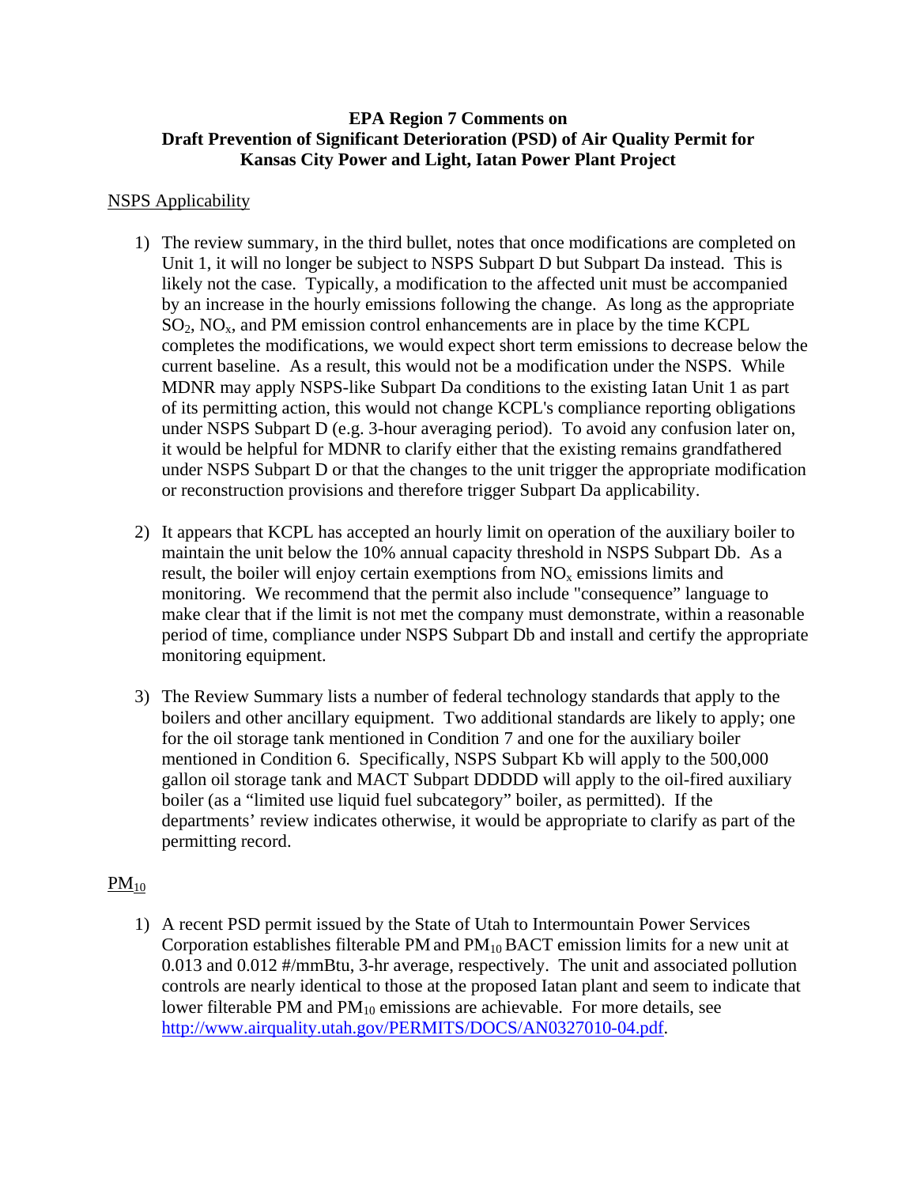# EPA Region 7 Comments on Draft Prevention of Significant Deterioration (PSD) of Air Quality Permit for Kansas City Power and Light, Iatan Power Plant Project

## NSPS Applicability

1) The review summary, in the third bullet, notes that once modifications are completed on Unit 1, it will no longer be subject to NSPS Subpart D but Subpart Da instead. This is likely not the case. Typically, a modification to the affected unit must be accompanied by an increase in the hourly emissions following the change. As long as the appropriate $SO_2$, $NO_x$, and PM emission control enhancements are in place by the time KCPL completes the modifications, we would expect short term emissions to decrease below the current baseline. As a result, this would not be a modification under the NSPS. While MDNR may apply NSPS-like Subpart Da conditions to the existing Iatan Unit 1 as part of its permitting action, this would not change KCPL's compliance reporting obligations under NSPS Subpart D (e.g. 3-hour averaging period). To avoid any confusion later on, it would be helpful for MDNR to clarify either that the existing remains grandfathered under NSPS Subpart D or that the changes to the unit trigger the appropriate modification or reconstruction provisions and therefore trigger Subpart Da applicability.

2) It appears that KCPL has accepted an hourly limit on operation of the auxiliary boiler to maintain the unit below the 10% annual capacity threshold in NSPS Subpart Db. As a result, the boiler will enjoy certain exemptions from $NO_x$ emissions limits and monitoring. We recommend that the permit also include "consequence" language to make clear that if the limit is not met the company must demonstrate, within a reasonable period of time, compliance under NSPS Subpart Db and install and certify the appropriate monitoring equipment.

3) The Review Summary lists a number of federal technology standards that apply to the boilers and other ancillary equipment. Two additional standards are likely to apply; one for the oil storage tank mentioned in Condition 7 and one for the auxiliary boiler mentioned in Condition 6. Specifically, NSPS Subpart Kb will apply to the 500,000 gallon oil storage tank and MACT Subpart DDDDD will apply to the oil-fired auxiliary boiler (as a "limited use liquid fuel subcategory" boiler, as permitted). If the departments' review indicates otherwise, it would be appropriate to clarify as part of the permitting record.

## $PM_{10}$

1) A recent PSD permit issued by the State of Utah to Intermountain Power Services Corporation establishes filterable PM and $PM_{10}$ BACT emission limits for a new unit at 0.013 and 0.012 #/mmBtu, 3-hr average, respectively. The unit and associated pollution controls are nearly identical to those at the proposed Iatan plant and seem to indicate that lower filterable PM and $PM_{10}$ emissions are achievable. For more details, see http://www.airquality.utah.gov/PERMITS/DOCS/AN0327010-04.pdf.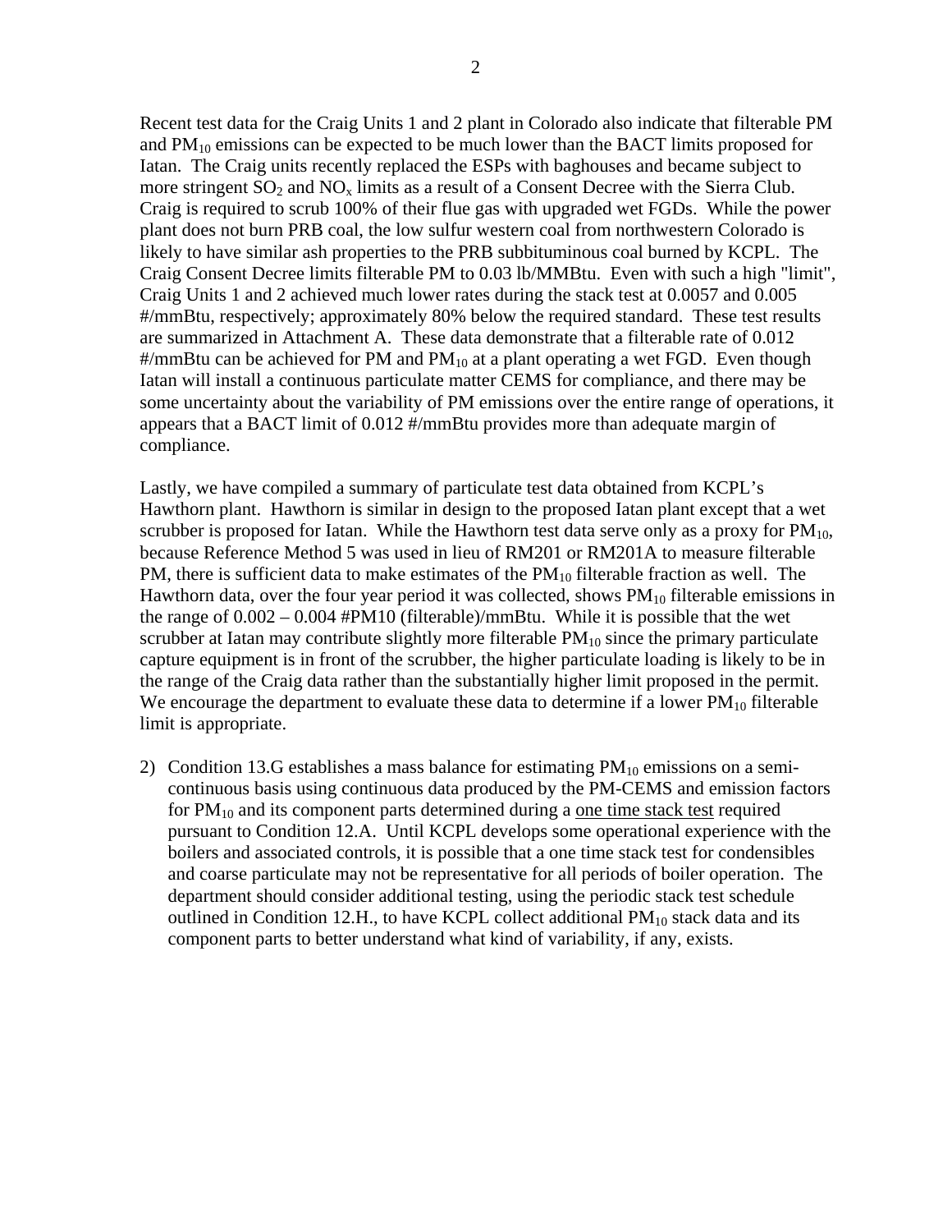Recent test data for the Craig Units 1 and 2 plant in Colorado also indicate that filterable PM and $PM_{10}$ emissions can be expected to be much lower than the BACT limits proposed for Iatan. The Craig units recently replaced the ESPs with baghouses and became subject to more stringent $SO_2$ and $NO_x$ limits as a result of a Consent Decree with the Sierra Club. Craig is required to scrub 100% of their flue gas with upgraded wet FGDs. While the power plant does not burn PRB coal, the low sulfur western coal from northwestern Colorado is likely to have similar ash properties to the PRB subbituminous coal burned by KCPL. The Craig Consent Decree limits filterable PM to 0.03 lb/MMBtu. Even with such a high "limit", Craig Units 1 and 2 achieved much lower rates during the stack test at 0.0057 and 0.005 #/mmBtu, respectively; approximately 80% below the required standard. These test results are summarized in Attachment A. These data demonstrate that a filterable rate of 0.012 #/mmBtu can be achieved for PM and $PM_{10}$ at a plant operating a wet FGD. Even though Iatan will install a continuous particulate matter CEMS for compliance, and there may be some uncertainty about the variability of PM emissions over the entire range of operations, it appears that a BACT limit of 0.012 #/mmBtu provides more than adequate margin of compliance.

Lastly, we have compiled a summary of particulate test data obtained from KCPL's Hawthorn plant. Hawthorn is similar in design to the proposed Iatan plant except that a wet scrubber is proposed for Iatan. While the Hawthorn test data serve only as a proxy for $PM_{10}$, because Reference Method 5 was used in lieu of RM201 or RM201A to measure filterable PM, there is sufficient data to make estimates of the $PM_{10}$ filterable fraction as well. The Hawthorn data, over the four year period it was collected, shows $PM_{10}$ filterable emissions in the range of 0.002 – 0.004 #PM10 (filterable)/mmBtu. While it is possible that the wet scrubber at Iatan may contribute slightly more filterable $PM_{10}$ since the primary particulate capture equipment is in front of the scrubber, the higher particulate loading is likely to be in the range of the Craig data rather than the substantially higher limit proposed in the permit. We encourage the department to evaluate these data to determine if a lower $PM_{10}$ filterable limit is appropriate.

2) Condition 13.G establishes a mass balance for estimating $PM_{10}$ emissions on a semi-continuous basis using continuous data produced by the PM-CEMS and emission factors for $PM_{10}$ and its component parts determined during a <u>one time stack test</u> required pursuant to Condition 12.A. Until KCPL develops some operational experience with the boilers and associated controls, it is possible that a one time stack test for condensibles and coarse particulate may not be representative for all periods of boiler operation. The department should consider additional testing, using the periodic stack test schedule outlined in Condition 12.H., to have KCPL collect additional $PM_{10}$ stack data and its component parts to better understand what kind of variability, if any, exists.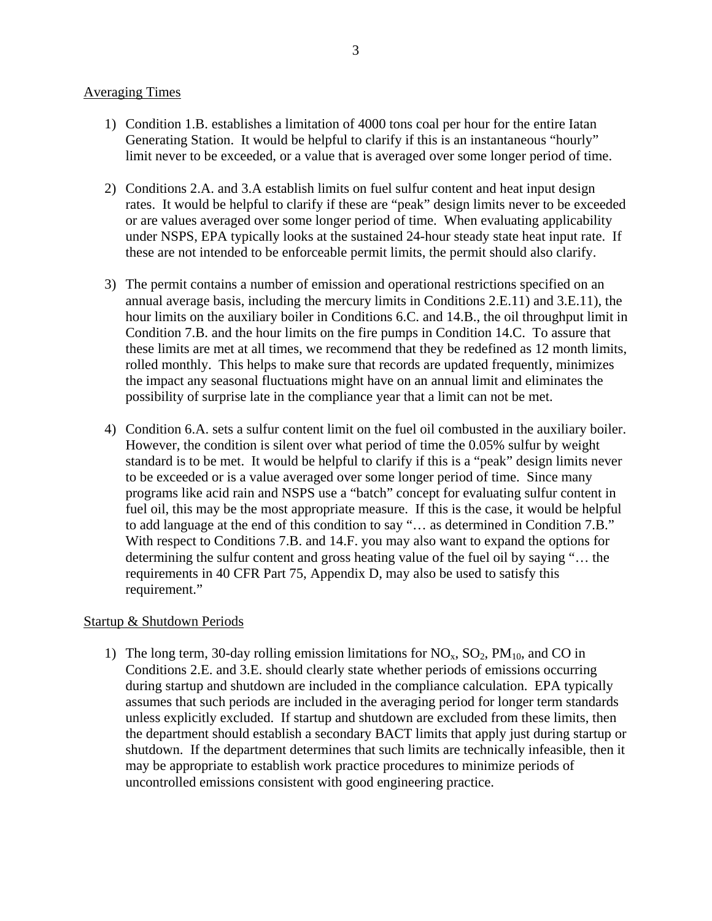Averaging Times

1) Condition 1.B. establishes a limitation of 4000 tons coal per hour for the entire Iatan Generating Station. It would be helpful to clarify if this is an instantaneous "hourly" limit never to be exceeded, or a value that is averaged over some longer period of time.

2) Conditions 2.A. and 3.A establish limits on fuel sulfur content and heat input design rates. It would be helpful to clarify if these are "peak" design limits never to be exceeded or are values averaged over some longer period of time. When evaluating applicability under NSPS, EPA typically looks at the sustained 24-hour steady state heat input rate. If these are not intended to be enforceable permit limits, the permit should also clarify.

3) The permit contains a number of emission and operational restrictions specified on an annual average basis, including the mercury limits in Conditions 2.E.11) and 3.E.11), the hour limits on the auxiliary boiler in Conditions 6.C. and 14.B., the oil throughput limit in Condition 7.B. and the hour limits on the fire pumps in Condition 14.C. To assure that these limits are met at all times, we recommend that they be redefined as 12 month limits, rolled monthly. This helps to make sure that records are updated frequently, minimizes the impact any seasonal fluctuations might have on an annual limit and eliminates the possibility of surprise late in the compliance year that a limit can not be met.

4) Condition 6.A. sets a sulfur content limit on the fuel oil combusted in the auxiliary boiler. However, the condition is silent over what period of time the 0.05% sulfur by weight standard is to be met. It would be helpful to clarify if this is a "peak" design limits never to be exceeded or is a value averaged over some longer period of time. Since many programs like acid rain and NSPS use a "batch" concept for evaluating sulfur content in fuel oil, this may be the most appropriate measure. If this is the case, it would be helpful to add language at the end of this condition to say "… as determined in Condition 7.B." With respect to Conditions 7.B. and 14.F. you may also want to expand the options for determining the sulfur content and gross heating value of the fuel oil by saying "… the requirements in 40 CFR Part 75, Appendix D, may also be used to satisfy this requirement."

Startup & Shutdown Periods

1) The long term, 30-day rolling emission limitations for $NO_x$, $SO_2$, $PM_{10}$, and CO in Conditions 2.E. and 3.E. should clearly state whether periods of emissions occurring during startup and shutdown are included in the compliance calculation. EPA typically assumes that such periods are included in the averaging period for longer term standards unless explicitly excluded. If startup and shutdown are excluded from these limits, then the department should establish a secondary BACT limits that apply just during startup or shutdown. If the department determines that such limits are technically infeasible, then it may be appropriate to establish work practice procedures to minimize periods of uncontrolled emissions consistent with good engineering practice.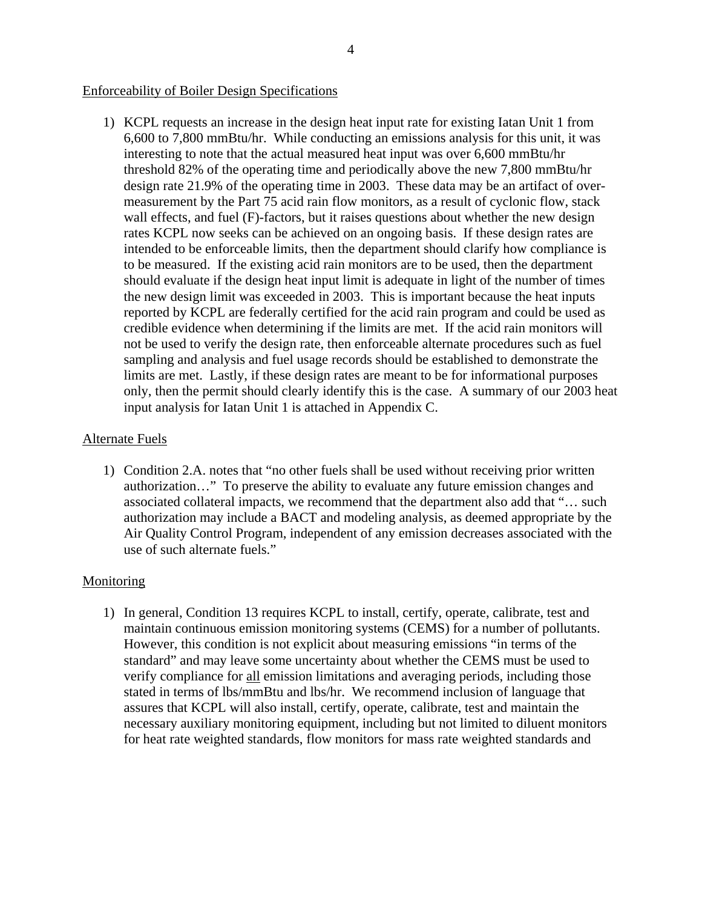Enforceability of Boiler Design Specifications

1) KCPL requests an increase in the design heat input rate for existing Iatan Unit 1 from 6,600 to 7,800 mmBtu/hr. While conducting an emissions analysis for this unit, it was interesting to note that the actual measured heat input was over 6,600 mmBtu/hr threshold 82% of the operating time and periodically above the new 7,800 mmBtu/hr design rate 21.9% of the operating time in 2003. These data may be an artifact of over-measurement by the Part 75 acid rain flow monitors, as a result of cyclonic flow, stack wall effects, and fuel (F)-factors, but it raises questions about whether the new design rates KCPL now seeks can be achieved on an ongoing basis. If these design rates are intended to be enforceable limits, then the department should clarify how compliance is to be measured. If the existing acid rain monitors are to be used, then the department should evaluate if the design heat input limit is adequate in light of the number of times the new design limit was exceeded in 2003. This is important because the heat inputs reported by KCPL are federally certified for the acid rain program and could be used as credible evidence when determining if the limits are met. If the acid rain monitors will not be used to verify the design rate, then enforceable alternate procedures such as fuel sampling and analysis and fuel usage records should be established to demonstrate the limits are met. Lastly, if these design rates are meant to be for informational purposes only, then the permit should clearly identify this is the case. A summary of our 2003 heat input analysis for Iatan Unit 1 is attached in Appendix C.

Alternate Fuels

1) Condition 2.A. notes that "no other fuels shall be used without receiving prior written authorization…" To preserve the ability to evaluate any future emission changes and associated collateral impacts, we recommend that the department also add that "… such authorization may include a BACT and modeling analysis, as deemed appropriate by the Air Quality Control Program, independent of any emission decreases associated with the use of such alternate fuels."

Monitoring

1) In general, Condition 13 requires KCPL to install, certify, operate, calibrate, test and maintain continuous emission monitoring systems (CEMS) for a number of pollutants. However, this condition is not explicit about measuring emissions "in terms of the standard" and may leave some uncertainty about whether the CEMS must be used to verify compliance for all emission limitations and averaging periods, including those stated in terms of lbs/mmBtu and lbs/hr. We recommend inclusion of language that assures that KCPL will also install, certify, operate, calibrate, test and maintain the necessary auxiliary monitoring equipment, including but not limited to diluent monitors for heat rate weighted standards, flow monitors for mass rate weighted standards and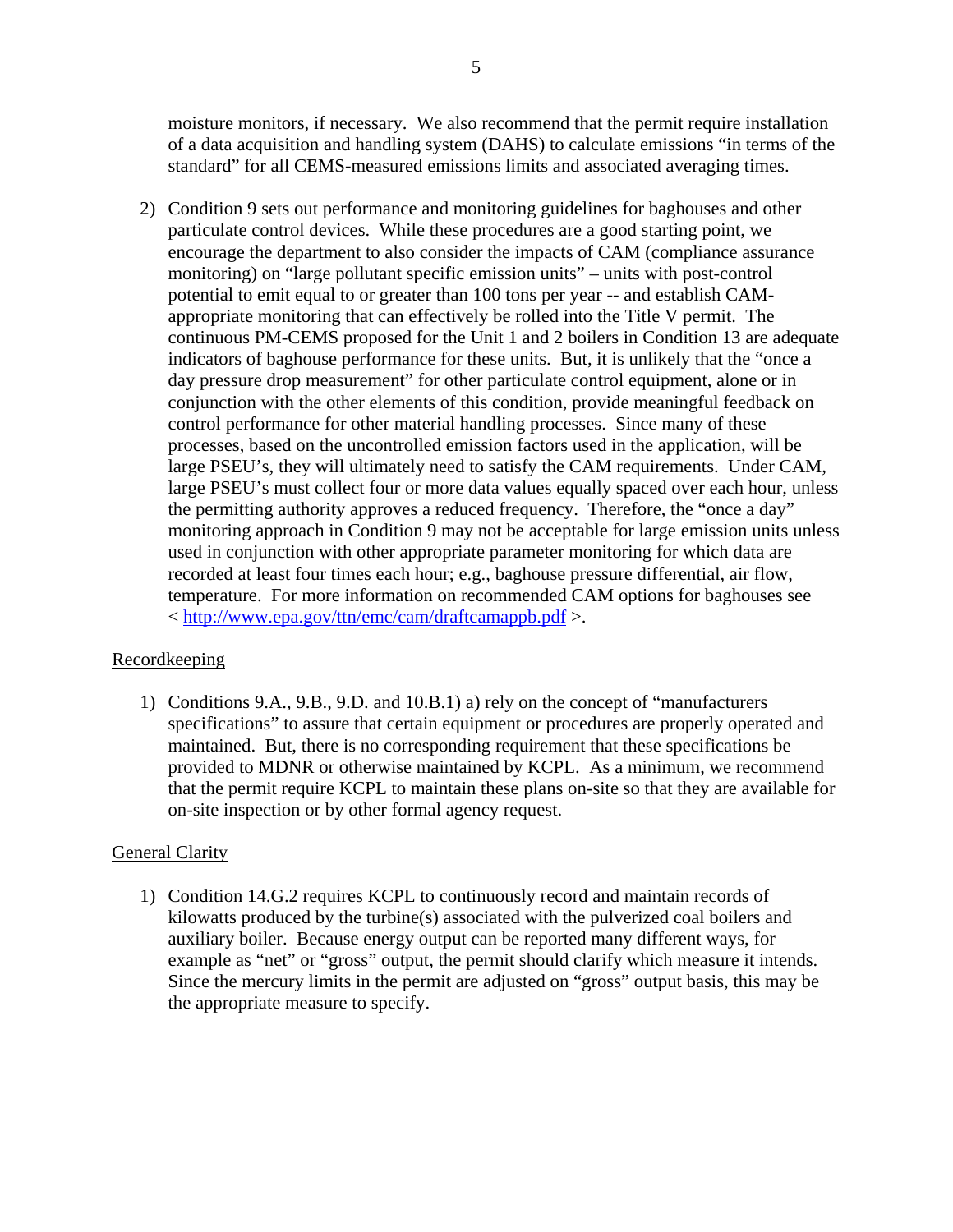moisture monitors, if necessary. We also recommend that the permit require installation of a data acquisition and handling system (DAHS) to calculate emissions "in terms of the standard" for all CEMS-measured emissions limits and associated averaging times.

2) Condition 9 sets out performance and monitoring guidelines for baghouses and other particulate control devices. While these procedures are a good starting point, we encourage the department to also consider the impacts of CAM (compliance assurance monitoring) on "large pollutant specific emission units" – units with post-control potential to emit equal to or greater than 100 tons per year -- and establish CAM-appropriate monitoring that can effectively be rolled into the Title V permit. The continuous PM-CEMS proposed for the Unit 1 and 2 boilers in Condition 13 are adequate indicators of baghouse performance for these units. But, it is unlikely that the "once a day pressure drop measurement" for other particulate control equipment, alone or in conjunction with the other elements of this condition, provide meaningful feedback on control performance for other material handling processes. Since many of these processes, based on the uncontrolled emission factors used in the application, will be large PSEU's, they will ultimately need to satisfy the CAM requirements. Under CAM, large PSEU's must collect four or more data values equally spaced over each hour, unless the permitting authority approves a reduced frequency. Therefore, the "once a day" monitoring approach in Condition 9 may not be acceptable for large emission units unless used in conjunction with other appropriate parameter monitoring for which data are recorded at least four times each hour; e.g., baghouse pressure differential, air flow, temperature. For more information on recommended CAM options for baghouses see < http://www.epa.gov/ttn/emc/cam/draftcamappb.pdf >.

<u>Recordkeeping</u>

1) Conditions 9.A., 9.B., 9.D. and 10.B.1) a) rely on the concept of "manufacturers specifications" to assure that certain equipment or procedures are properly operated and maintained. But, there is no corresponding requirement that these specifications be provided to MDNR or otherwise maintained by KCPL. As a minimum, we recommend that the permit require KCPL to maintain these plans on-site so that they are available for on-site inspection or by other formal agency request.

<u>General Clarity</u>

1) Condition 14.G.2 requires KCPL to continuously record and maintain records of <u>kilowatts</u> produced by the turbine(s) associated with the pulverized coal boilers and auxiliary boiler. Because energy output can be reported many different ways, for example as "net" or "gross" output, the permit should clarify which measure it intends. Since the mercury limits in the permit are adjusted on "gross" output basis, this may be the appropriate measure to specify.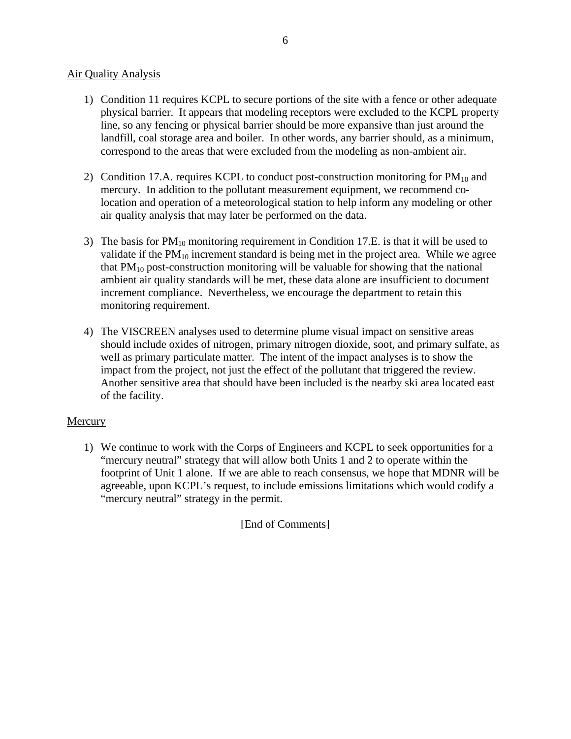Air Quality Analysis

1) Condition 11 requires KCPL to secure portions of the site with a fence or other adequate physical barrier. It appears that modeling receptors were excluded to the KCPL property line, so any fencing or physical barrier should be more expansive than just around the landfill, coal storage area and boiler. In other words, any barrier should, as a minimum, correspond to the areas that were excluded from the modeling as non-ambient air.

2) Condition 17.A. requires KCPL to conduct post-construction monitoring for $PM_{10}$ and mercury. In addition to the pollutant measurement equipment, we recommend co-location and operation of a meteorological station to help inform any modeling or other air quality analysis that may later be performed on the data.

3) The basis for $PM_{10}$ monitoring requirement in Condition 17.E. is that it will be used to validate if the $PM_{10}$ increment standard is being met in the project area. While we agree that $PM_{10}$ post-construction monitoring will be valuable for showing that the national ambient air quality standards will be met, these data alone are insufficient to document increment compliance. Nevertheless, we encourage the department to retain this monitoring requirement.

4) The VISCREEN analyses used to determine plume visual impact on sensitive areas should include oxides of nitrogen, primary nitrogen dioxide, soot, and primary sulfate, as well as primary particulate matter. The intent of the impact analyses is to show the impact from the project, not just the effect of the pollutant that triggered the review. Another sensitive area that should have been included is the nearby ski area located east of the facility.

Mercury

1) We continue to work with the Corps of Engineers and KCPL to seek opportunities for a "mercury neutral" strategy that will allow both Units 1 and 2 to operate within the footprint of Unit 1 alone. If we are able to reach consensus, we hope that MDNR will be agreeable, upon KCPL's request, to include emissions limitations which would codify a "mercury neutral" strategy in the permit.

[End of Comments]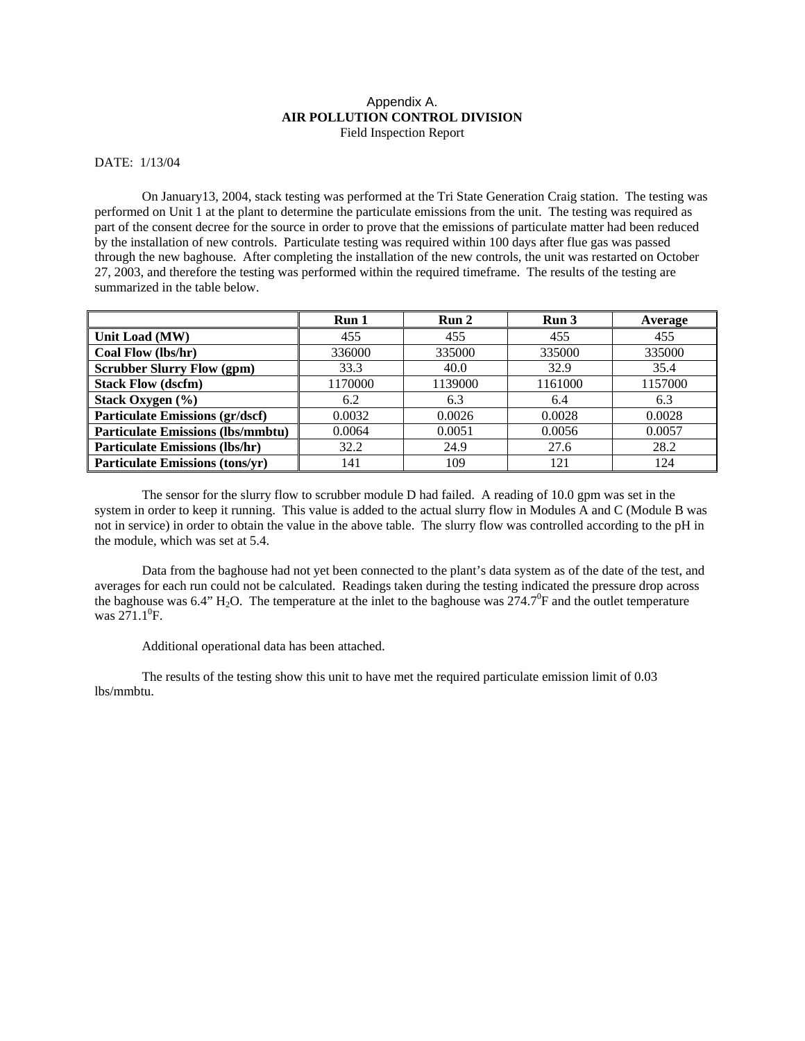Appendix A.

**AIR POLLUTION CONTROL DIVISION**

Field Inspection Report

DATE: 1/13/04

On January13, 2004, stack testing was performed at the Tri State Generation Craig station. The testing was performed on Unit 1 at the plant to determine the particulate emissions from the unit. The testing was required as part of the consent decree for the source in order to prove that the emissions of particulate matter had been reduced by the installation of new controls. Particulate testing was required within 100 days after flue gas was passed through the new baghouse. After completing the installation of the new controls, the unit was restarted on October 27, 2003, and therefore the testing was performed within the required timeframe. The results of the testing are summarized in the table below.

| | Run 1 | Run 2 | Run 3 | Average |
|---|---|---|---|---|
| **Unit Load (MW)** | 455 | 455 | 455 | 455 |
| **Coal Flow (lbs/hr)** | 336000 | 335000 | 335000 | 335000 |
| **Scrubber Slurry Flow (gpm)** | 33.3 | 40.0 | 32.9 | 35.4 |
| **Stack Flow (dscfm)** | 1170000 | 1139000 | 1161000 | 1157000 |
| **Stack Oxygen (%)** | 6.2 | 6.3 | 6.4 | 6.3 |
| **Particulate Emissions (gr/dscf)** | 0.0032 | 0.0026 | 0.0028 | 0.0028 |
| **Particulate Emissions (lbs/mmbtu)** | 0.0064 | 0.0051 | 0.0056 | 0.0057 |
| **Particulate Emissions (lbs/hr)** | 32.2 | 24.9 | 27.6 | 28.2 |
| **Particulate Emissions (tons/yr)** | 141 | 109 | 121 | 124 |

The sensor for the slurry flow to scrubber module D had failed. A reading of 10.0 gpm was set in the system in order to keep it running. This value is added to the actual slurry flow in Modules A and C (Module B was not in service) in order to obtain the value in the above table. The slurry flow was controlled according to the pH in the module, which was set at 5.4.

Data from the baghouse had not yet been connected to the plant's data system as of the date of the test, and averages for each run could not be calculated. Readings taken during the testing indicated the pressure drop across the baghouse was 6.4" $H_2O$. The temperature at the inlet to the baghouse was $274.7^0$F and the outlet temperature was $271.1^0$F.

Additional operational data has been attached.

The results of the testing show this unit to have met the required particulate emission limit of 0.03 lbs/mmbtu.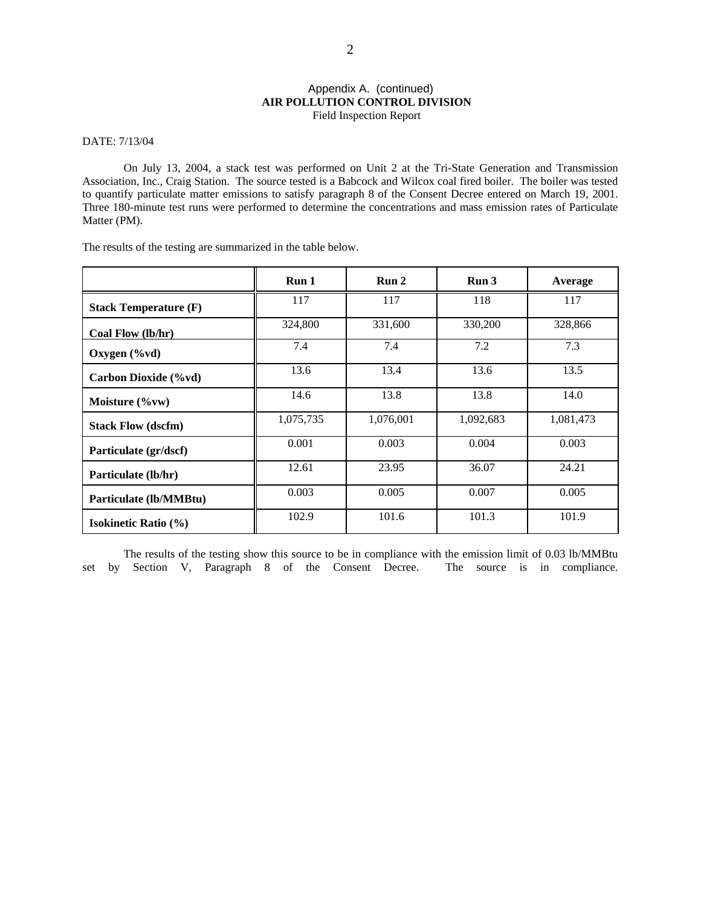Appendix A. (continued)
**AIR POLLUTION CONTROL DIVISION**
Field Inspection Report

DATE: 7/13/04

On July 13, 2004, a stack test was performed on Unit 2 at the Tri-State Generation and Transmission Association, Inc., Craig Station. The source tested is a Babcock and Wilcox coal fired boiler. The boiler was tested to quantify particulate matter emissions to satisfy paragraph 8 of the Consent Decree entered on March 19, 2001. Three 180-minute test runs were performed to determine the concentrations and mass emission rates of Particulate Matter (PM).

The results of the testing are summarized in the table below.

| | **Run 1** | **Run 2** | **Run 3** | **Average** |
|---|---|---|---|---|
| **Stack Temperature (F)** | 117 | 117 | 118 | 117 |
| **Coal Flow (lb/hr)** | 324,800 | 331,600 | 330,200 | 328,866 |
| **Oxygen (%vd)** | 7.4 | 7.4 | 7.2 | 7.3 |
| **Carbon Dioxide (%vd)** | 13.6 | 13.4 | 13.6 | 13.5 |
| **Moisture (%vw)** | 14.6 | 13.8 | 13.8 | 14.0 |
| **Stack Flow (dscfm)** | 1,075,735 | 1,076,001 | 1,092,683 | 1,081,473 |
| **Particulate (gr/dscf)** | 0.001 | 0.003 | 0.004 | 0.003 |
| **Particulate (lb/hr)** | 12.61 | 23.95 | 36.07 | 24.21 |
| **Particulate (lb/MMBtu)** | 0.003 | 0.005 | 0.007 | 0.005 |
| **Isokinetic Ratio (%)** | 102.9 | 101.6 | 101.3 | 101.9 |

The results of the testing show this source to be in compliance with the emission limit of 0.03 lb/MMBtu set by Section V, Paragraph 8 of the Consent Decree. The source is in compliance.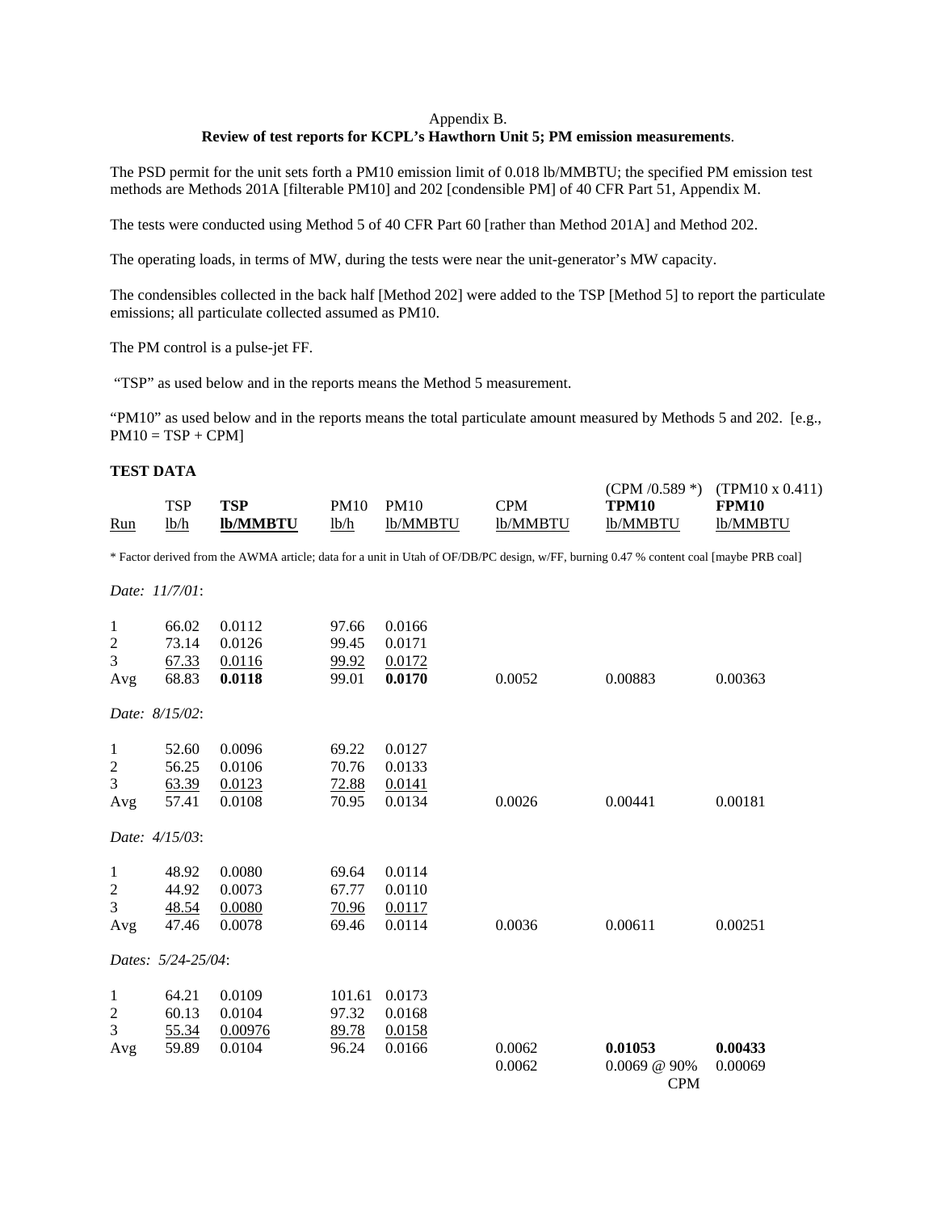Appendix B.
**Review of test reports for KCPL's Hawthorn Unit 5; PM emission measurements**.

The PSD permit for the unit sets forth a PM10 emission limit of 0.018 lb/MMBTU; the specified PM emission test methods are Methods 201A [filterable PM10] and 202 [condensible PM] of 40 CFR Part 51, Appendix M.

The tests were conducted using Method 5 of 40 CFR Part 60 [rather than Method 201A] and Method 202.

The operating loads, in terms of MW, during the tests were near the unit-generator's MW capacity.

The condensibles collected in the back half [Method 202] were added to the TSP [Method 5] to report the particulate emissions; all particulate collected assumed as PM10.

The PM control is a pulse-jet FF.

"TSP" as used below and in the reports means the Method 5 measurement.

"PM10" as used below and in the reports means the total particulate amount measured by Methods 5 and 202. [e.g., PM10 = TSP + CPM]

**TEST DATA**

| Run | TSP lb/h | **TSP lb/MMBTU** | PM10 lb/h | PM10 lb/MMBTU | CPM lb/MMBTU | (CPM /0.589 *) **TPM10** lb/MMBTU | (TPM10 x 0.411) **FPM10** lb/MMBTU |
|---|---|---|---|---|---|---|---|
| *Date: 11/7/01*: | | | | | | | |
| 1 | 66.02 | 0.0112 | 97.66 | 0.0166 | | | |
| 2 | 73.14 | 0.0126 | 99.45 | 0.0171 | | | |
| 3 | 67.33 | 0.0116 | 99.92 | 0.0172 | | | |
| Avg | 68.83 | **0.0118** | 99.01 | **0.0170** | 0.0052 | 0.00883 | 0.00363 |
| *Date: 8/15/02*: | | | | | | | |
| 1 | 52.60 | 0.0096 | 69.22 | 0.0127 | | | |
| 2 | 56.25 | 0.0106 | 70.76 | 0.0133 | | | |
| 3 | 63.39 | 0.0123 | 72.88 | 0.0141 | | | |
| Avg | 57.41 | 0.0108 | 70.95 | 0.0134 | 0.0026 | 0.00441 | 0.00181 |
| *Date: 4/15/03*: | | | | | | | |
| 1 | 48.92 | 0.0080 | 69.64 | 0.0114 | | | |
| 2 | 44.92 | 0.0073 | 67.77 | 0.0110 | | | |
| 3 | 48.54 | 0.0080 | 70.96 | 0.0117 | | | |
| Avg | 47.46 | 0.0078 | 69.46 | 0.0114 | 0.0036 | 0.00611 | 0.00251 |
| *Dates: 5/24-25/04*: | | | | | | | |
| 1 | 64.21 | 0.0109 | 101.61 | 0.0173 | | | |
| 2 | 60.13 | 0.0104 | 97.32 | 0.0168 | | | |
| 3 | 55.34 | 0.00976 | 89.78 | 0.0158 | | | |
| Avg | 59.89 | 0.0104 | 96.24 | 0.0166 | 0.0062 | **0.01053** | **0.00433** |
| | | | | | 0.0062 | 0.0069 @ 90% CPM | 0.00069 |

\* Factor derived from the AWMA article; data for a unit in Utah of OF/DB/PC design, w/FF, burning 0.47 % content coal [maybe PRB coal]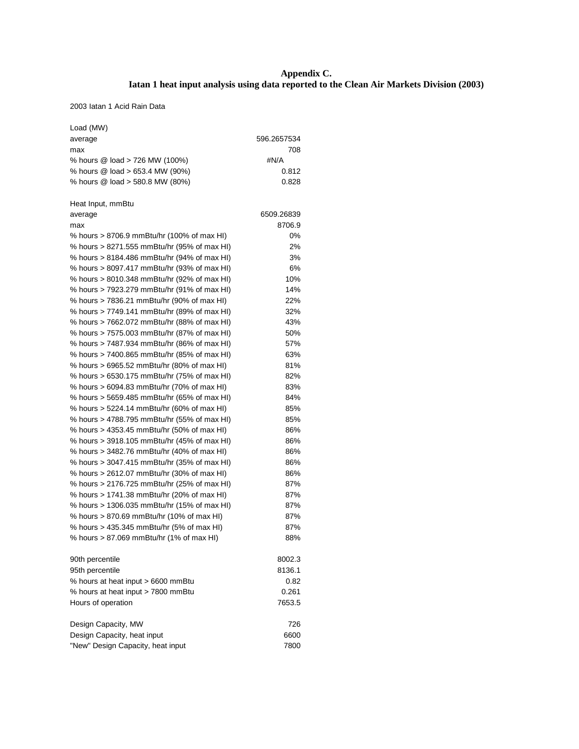**Appendix C.**
**Iatan 1 heat input analysis using data reported to the Clean Air Markets Division (2003)**

2003 Iatan 1 Acid Rain Data

| | |
|---|---|
| Load (MW) | |
| average | 596.2657534 |
| max | 708 |
| % hours @ load > 726 MW (100%) | #N/A |
| % hours @ load > 653.4 MW (90%) | 0.812 |
| % hours @ load > 580.8 MW (80%) | 0.828 |
| | |
| Heat Input, mmBtu | |
| average | 6509.26839 |
| max | 8706.9 |
| % hours > 8706.9 mmBtu/hr (100% of max HI) | 0% |
| % hours > 8271.555 mmBtu/hr (95% of max HI) | 2% |
| % hours > 8184.486 mmBtu/hr (94% of max HI) | 3% |
| % hours > 8097.417 mmBtu/hr (93% of max HI) | 6% |
| % hours > 8010.348 mmBtu/hr (92% of max HI) | 10% |
| % hours > 7923.279 mmBtu/hr (91% of max HI) | 14% |
| % hours > 7836.21 mmBtu/hr (90% of max HI) | 22% |
| % hours > 7749.141 mmBtu/hr (89% of max HI) | 32% |
| % hours > 7662.072 mmBtu/hr (88% of max HI) | 43% |
| % hours > 7575.003 mmBtu/hr (87% of max HI) | 50% |
| % hours > 7487.934 mmBtu/hr (86% of max HI) | 57% |
| % hours > 7400.865 mmBtu/hr (85% of max HI) | 63% |
| % hours > 6965.52 mmBtu/hr (80% of max HI) | 81% |
| % hours > 6530.175 mmBtu/hr (75% of max HI) | 82% |
| % hours > 6094.83 mmBtu/hr (70% of max HI) | 83% |
| % hours > 5659.485 mmBtu/hr (65% of max HI) | 84% |
| % hours > 5224.14 mmBtu/hr (60% of max HI) | 85% |
| % hours > 4788.795 mmBtu/hr (55% of max HI) | 85% |
| % hours > 4353.45 mmBtu/hr (50% of max HI) | 86% |
| % hours > 3918.105 mmBtu/hr (45% of max HI) | 86% |
| % hours > 3482.76 mmBtu/hr (40% of max HI) | 86% |
| % hours > 3047.415 mmBtu/hr (35% of max HI) | 86% |
| % hours > 2612.07 mmBtu/hr (30% of max HI) | 86% |
| % hours > 2176.725 mmBtu/hr (25% of max HI) | 87% |
| % hours > 1741.38 mmBtu/hr (20% of max HI) | 87% |
| % hours > 1306.035 mmBtu/hr (15% of max HI) | 87% |
| % hours > 870.69 mmBtu/hr (10% of max HI) | 87% |
| % hours > 435.345 mmBtu/hr (5% of max HI) | 87% |
| % hours > 87.069 mmBtu/hr (1% of max HI) | 88% |
| | |
| 90th percentile | 8002.3 |
| 95th percentile | 8136.1 |
| % hours at heat input > 6600 mmBtu | 0.82 |
| % hours at heat input > 7800 mmBtu | 0.261 |
| Hours of operation | 7653.5 |
| | |
| Design Capacity, MW | 726 |
| Design Capacity, heat input | 6600 |
| "New" Design Capacity, heat input | 7800 |